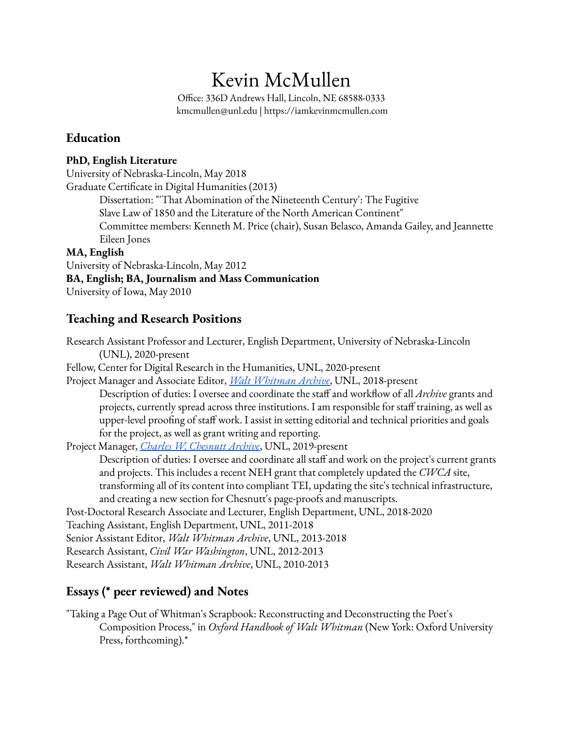# Kevin McMullen

Office: 336D Andrews Hall, Lincoln, NE 68588-0333
kmcmullen@unl.edu | https://iamkevinmcmullen.com

## Education

**PhD, English Literature**
University of Nebraska-Lincoln, May 2018
Graduate Certificate in Digital Humanities (2013)
Dissertation: "'That Abomination of the Nineteenth Century': The Fugitive Slave Law of 1850 and the Literature of the North American Continent"
Committee members: Kenneth M. Price (chair), Susan Belasco, Amanda Gailey, and Jeannette Eileen Jones

**MA, English**
University of Nebraska-Lincoln, May 2012

**BA, English; BA, Journalism and Mass Communication**
University of Iowa, May 2010

## Teaching and Research Positions

Research Assistant Professor and Lecturer, English Department, University of Nebraska-Lincoln (UNL), 2020-present

Fellow, Center for Digital Research in the Humanities, UNL, 2020-present

Project Manager and Associate Editor, *Walt Whitman Archive*, UNL, 2018-present
Description of duties: I oversee and coordinate the staff and workflow of all *Archive* grants and projects, currently spread across three institutions. I am responsible for staff training, as well as upper-level proofing of staff work. I assist in setting editorial and technical priorities and goals for the project, as well as grant writing and reporting.

Project Manager, *Charles W. Chesnutt Archive*, UNL, 2019-present
Description of duties: I oversee and coordinate all staff and work on the project's current grants and projects. This includes a recent NEH grant that completely updated the *CWCA* site, transforming all of its content into compliant TEI, updating the site's technical infrastructure, and creating a new section for Chesnutt's page-proofs and manuscripts.

Post-Doctoral Research Associate and Lecturer, English Department, UNL, 2018-2020

Teaching Assistant, English Department, UNL, 2011-2018

Senior Assistant Editor, *Walt Whitman Archive*, UNL, 2013-2018

Research Assistant, *Civil War Washington*, UNL, 2012-2013

Research Assistant, *Walt Whitman Archive*, UNL, 2010-2013

## Essays (* peer reviewed) and Notes

"Taking a Page Out of Whitman's Scrapbook: Reconstructing and Deconstructing the Poet's Composition Process," in *Oxford Handbook of Walt Whitman* (New York: Oxford University Press, forthcoming).*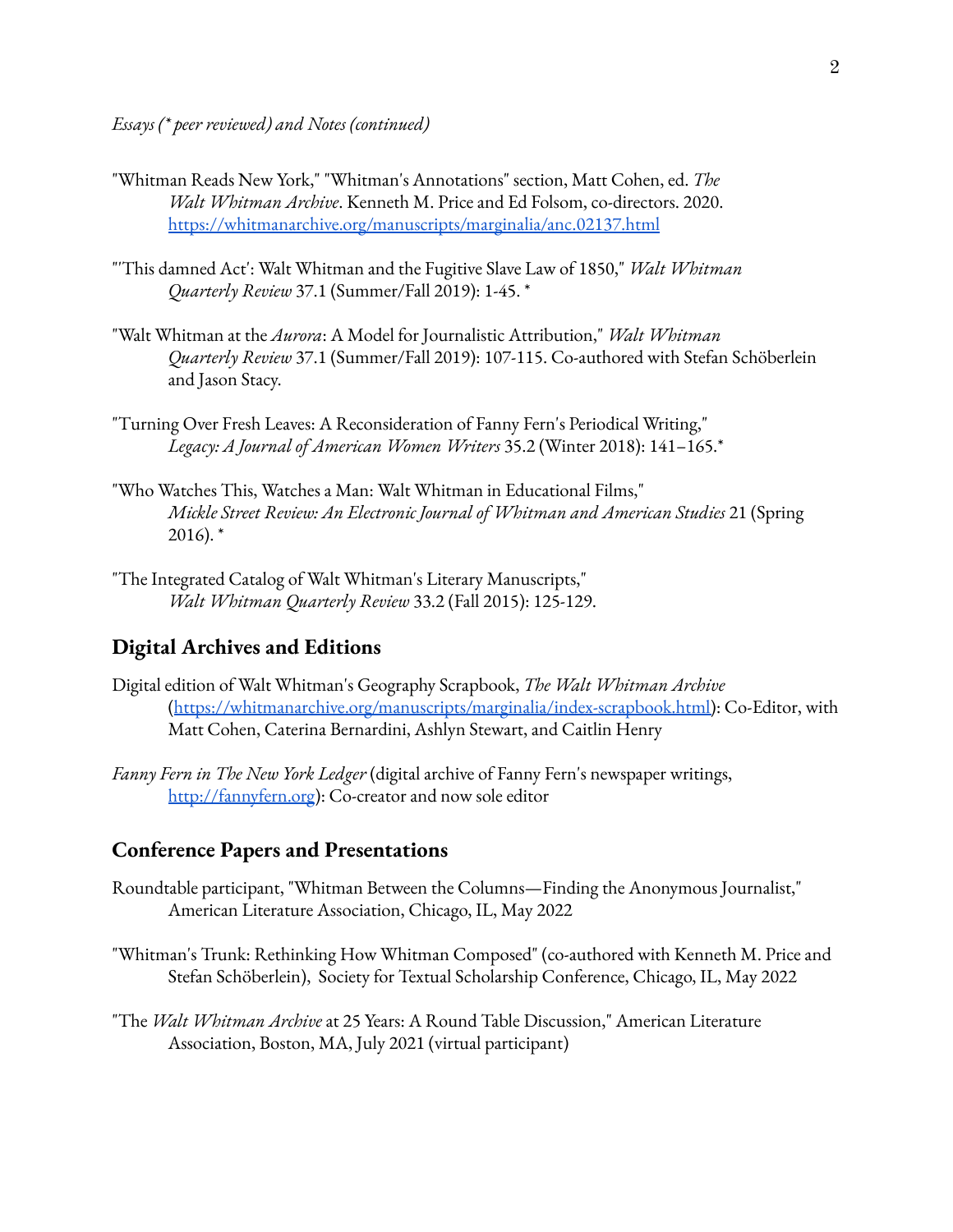*Essays (\* peer reviewed) and Notes (continued)*

"Whitman Reads New York," "Whitman's Annotations" section, Matt Cohen, ed. *The Walt Whitman Archive*. Kenneth M. Price and Ed Folsom, co-directors. 2020. https://whitmanarchive.org/manuscripts/marginalia/anc.02137.html

"'This damned Act': Walt Whitman and the Fugitive Slave Law of 1850," *Walt Whitman Quarterly Review* 37.1 (Summer/Fall 2019): 1-45. *

"Walt Whitman at the *Aurora*: A Model for Journalistic Attribution," *Walt Whitman Quarterly Review* 37.1 (Summer/Fall 2019): 107-115. Co-authored with Stefan Schöberlein and Jason Stacy.

"Turning Over Fresh Leaves: A Reconsideration of Fanny Fern's Periodical Writing," *Legacy: A Journal of American Women Writers* 35.2 (Winter 2018): 141–165.*

"Who Watches This, Watches a Man: Walt Whitman in Educational Films," *Mickle Street Review: An Electronic Journal of Whitman and American Studies* 21 (Spring 2016). *

"The Integrated Catalog of Walt Whitman's Literary Manuscripts," *Walt Whitman Quarterly Review* 33.2 (Fall 2015): 125-129.

## Digital Archives and Editions

Digital edition of Walt Whitman's Geography Scrapbook, *The Walt Whitman Archive* (https://whitmanarchive.org/manuscripts/marginalia/index-scrapbook.html): Co-Editor, with Matt Cohen, Caterina Bernardini, Ashlyn Stewart, and Caitlin Henry

*Fanny Fern in The New York Ledger* (digital archive of Fanny Fern's newspaper writings, http://fannyfern.org): Co-creator and now sole editor

## Conference Papers and Presentations

Roundtable participant, "Whitman Between the Columns—Finding the Anonymous Journalist," American Literature Association, Chicago, IL, May 2022

"Whitman's Trunk: Rethinking How Whitman Composed" (co-authored with Kenneth M. Price and Stefan Schöberlein), Society for Textual Scholarship Conference, Chicago, IL, May 2022

"The *Walt Whitman Archive* at 25 Years: A Round Table Discussion," American Literature Association, Boston, MA, July 2021 (virtual participant)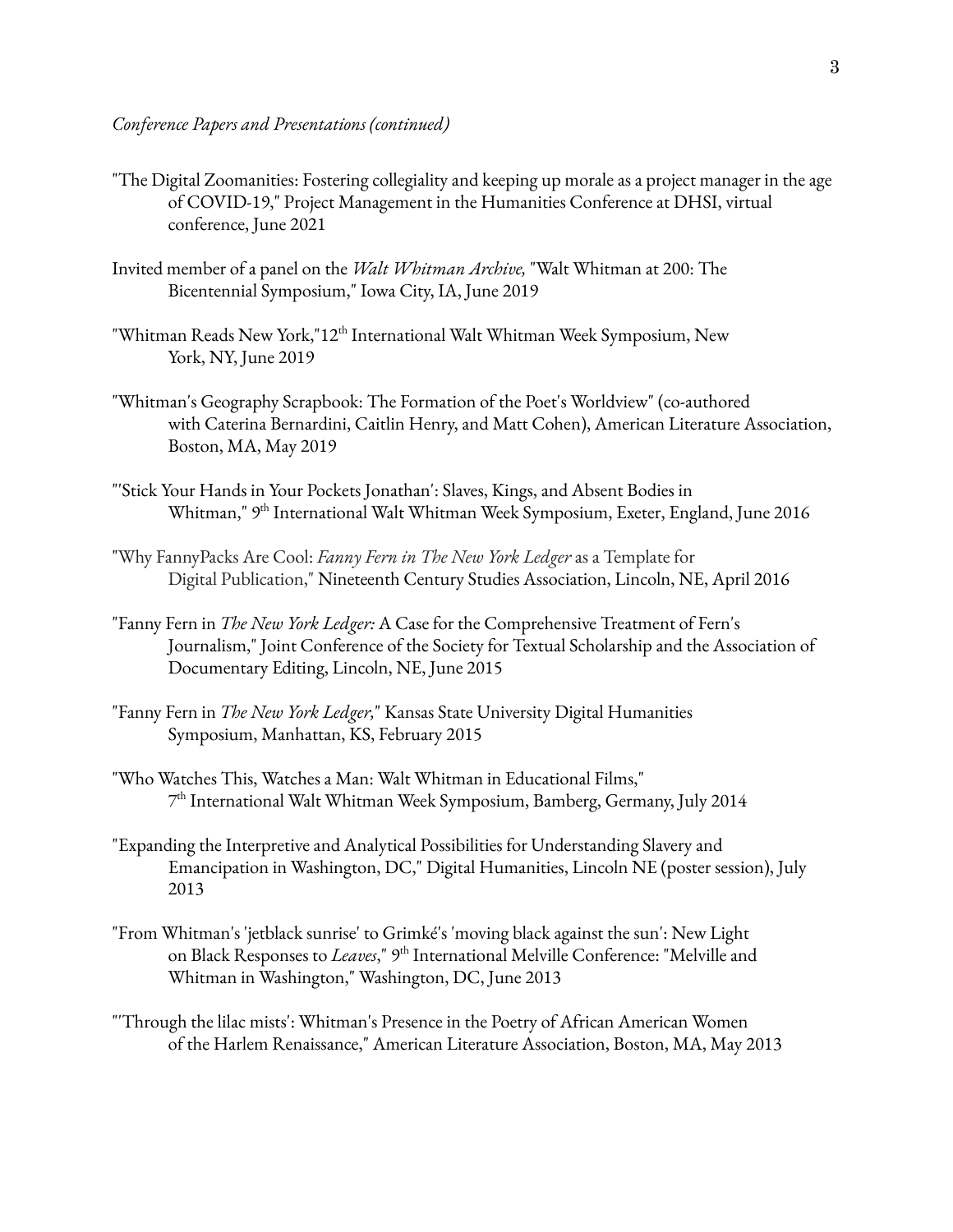*Conference Papers and Presentations (continued)*

"The Digital Zoomanities: Fostering collegiality and keeping up morale as a project manager in the age of COVID-19," Project Management in the Humanities Conference at DHSI, virtual conference, June 2021

Invited member of a panel on the *Walt Whitman Archive,* "Walt Whitman at 200: The Bicentennial Symposium," Iowa City, IA, June 2019

"Whitman Reads New York,"12th International Walt Whitman Week Symposium, New York, NY, June 2019

"Whitman's Geography Scrapbook: The Formation of the Poet's Worldview" (co-authored with Caterina Bernardini, Caitlin Henry, and Matt Cohen), American Literature Association, Boston, MA, May 2019

"'Stick Your Hands in Your Pockets Jonathan': Slaves, Kings, and Absent Bodies in Whitman," 9th International Walt Whitman Week Symposium, Exeter, England, June 2016

"Why FannyPacks Are Cool: *Fanny Fern in The New York Ledger* as a Template for Digital Publication," Nineteenth Century Studies Association, Lincoln, NE, April 2016

"Fanny Fern in *The New York Ledger:* A Case for the Comprehensive Treatment of Fern's Journalism," Joint Conference of the Society for Textual Scholarship and the Association of Documentary Editing, Lincoln, NE, June 2015

"Fanny Fern in *The New York Ledger,*" Kansas State University Digital Humanities Symposium, Manhattan, KS, February 2015

"Who Watches This, Watches a Man: Walt Whitman in Educational Films," 7th International Walt Whitman Week Symposium, Bamberg, Germany, July 2014

"Expanding the Interpretive and Analytical Possibilities for Understanding Slavery and Emancipation in Washington, DC," Digital Humanities, Lincoln NE (poster session), July 2013

"From Whitman's 'jetblack sunrise' to Grimké's 'moving black against the sun': New Light on Black Responses to *Leaves*," 9th International Melville Conference: "Melville and Whitman in Washington," Washington, DC, June 2013

"'Through the lilac mists': Whitman's Presence in the Poetry of African American Women of the Harlem Renaissance," American Literature Association, Boston, MA, May 2013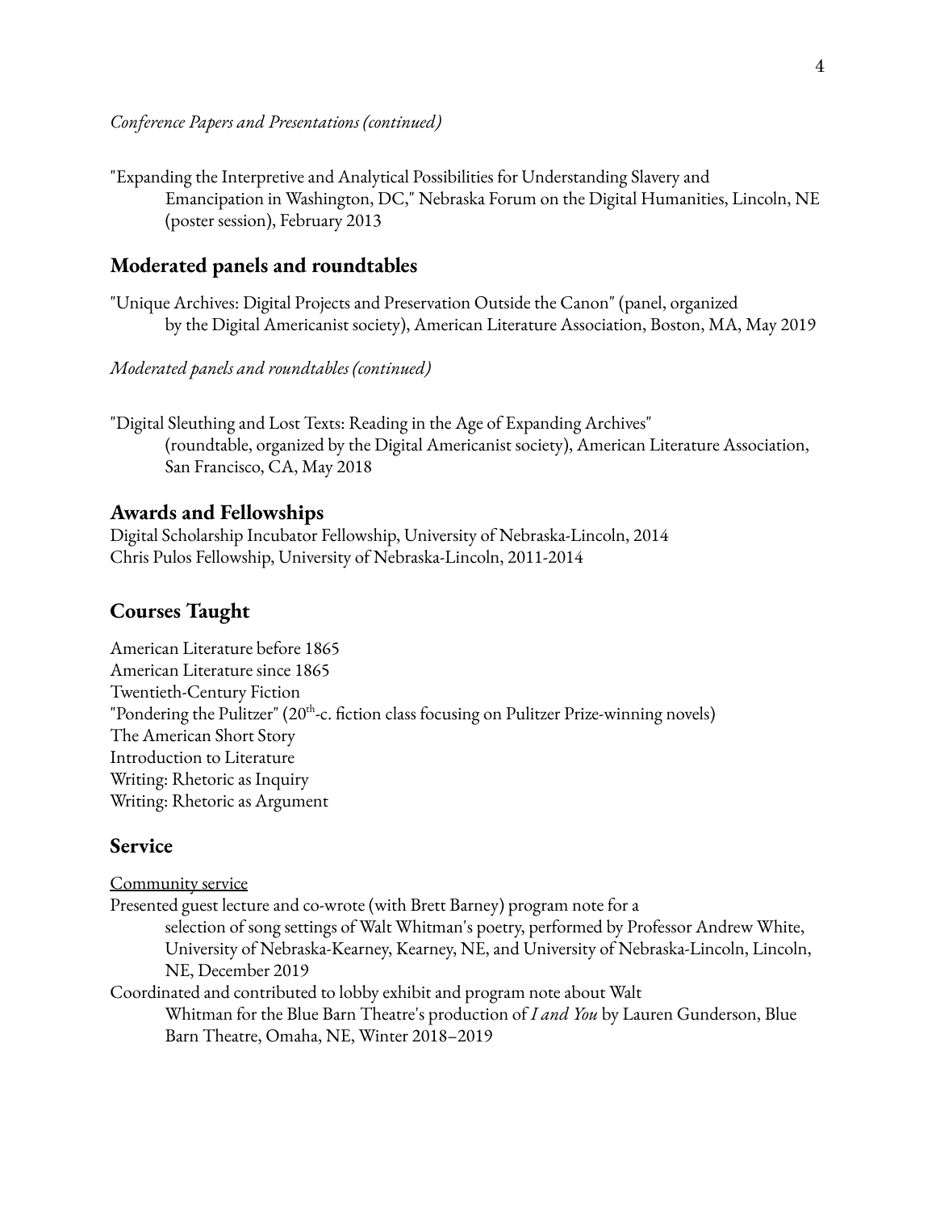*Conference Papers and Presentations (continued)*

"Expanding the Interpretive and Analytical Possibilities for Understanding Slavery and Emancipation in Washington, DC," Nebraska Forum on the Digital Humanities, Lincoln, NE (poster session), February 2013

## Moderated panels and roundtables

"Unique Archives: Digital Projects and Preservation Outside the Canon" (panel, organized by the Digital Americanist society), American Literature Association, Boston, MA, May 2019

*Moderated panels and roundtables (continued)*

"Digital Sleuthing and Lost Texts: Reading in the Age of Expanding Archives" (roundtable, organized by the Digital Americanist society), American Literature Association, San Francisco, CA, May 2018

## Awards and Fellowships

Digital Scholarship Incubator Fellowship, University of Nebraska-Lincoln, 2014
Chris Pulos Fellowship, University of Nebraska-Lincoln, 2011-2014

## Courses Taught

American Literature before 1865
American Literature since 1865
Twentieth-Century Fiction
"Pondering the Pulitzer" (20th-c. fiction class focusing on Pulitzer Prize-winning novels)
The American Short Story
Introduction to Literature
Writing: Rhetoric as Inquiry
Writing: Rhetoric as Argument

## Service

Community service

Presented guest lecture and co-wrote (with Brett Barney) program note for a selection of song settings of Walt Whitman's poetry, performed by Professor Andrew White, University of Nebraska-Kearney, Kearney, NE, and University of Nebraska-Lincoln, Lincoln, NE, December 2019

Coordinated and contributed to lobby exhibit and program note about Walt Whitman for the Blue Barn Theatre's production of *I and You* by Lauren Gunderson, Blue Barn Theatre, Omaha, NE, Winter 2018–2019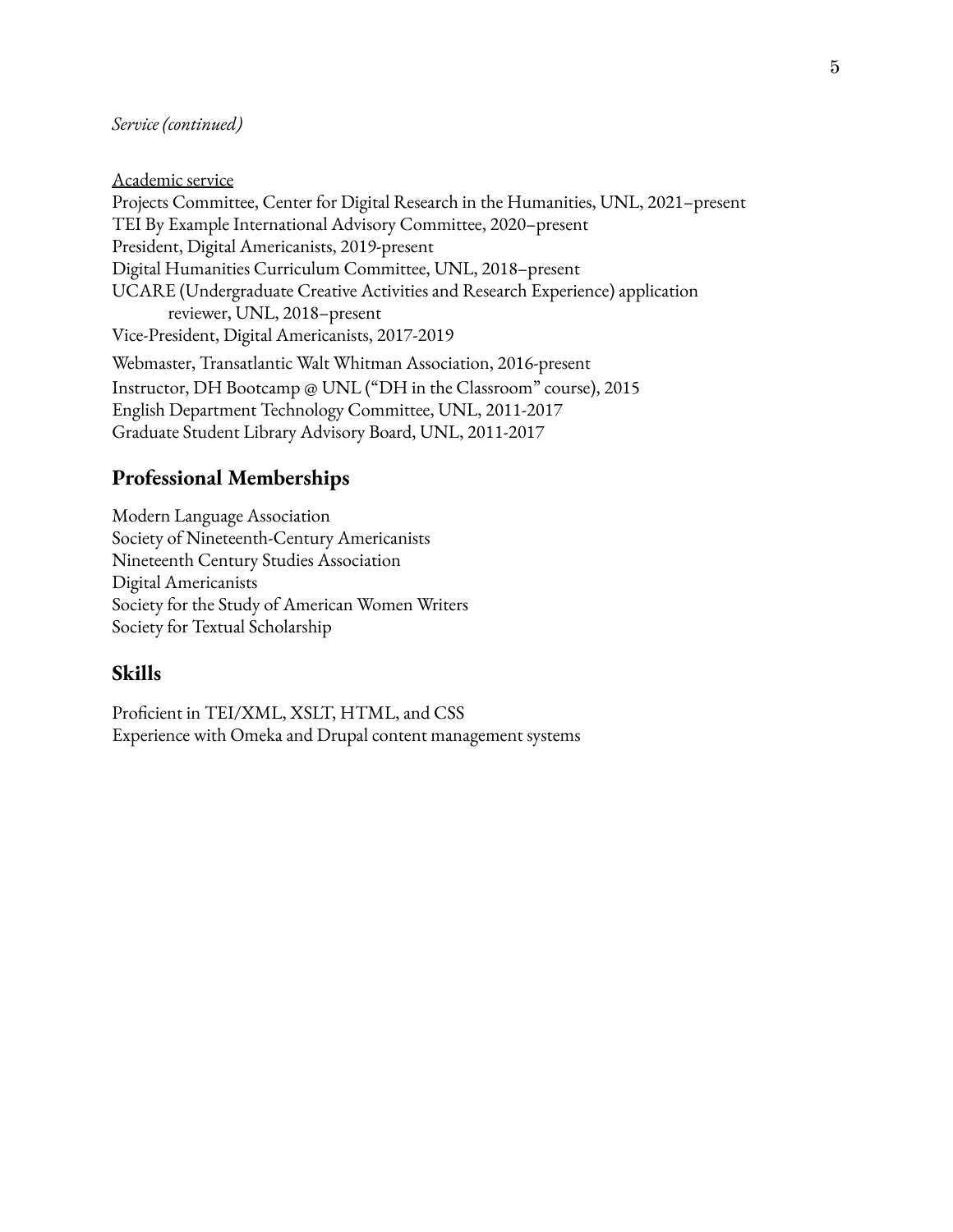*Service (continued)*

<u>Academic service</u>

Projects Committee, Center for Digital Research in the Humanities, UNL, 2021–present
TEI By Example International Advisory Committee, 2020–present
President, Digital Americanists, 2019-present
Digital Humanities Curriculum Committee, UNL, 2018–present
UCARE (Undergraduate Creative Activities and Research Experience) application
reviewer, UNL, 2018–present
Vice-President, Digital Americanists, 2017-2019
Webmaster, Transatlantic Walt Whitman Association, 2016-present
Instructor, DH Bootcamp @ UNL ("DH in the Classroom" course), 2015
English Department Technology Committee, UNL, 2011-2017
Graduate Student Library Advisory Board, UNL, 2011-2017

## Professional Memberships

Modern Language Association
Society of Nineteenth-Century Americanists
Nineteenth Century Studies Association
Digital Americanists
Society for the Study of American Women Writers
Society for Textual Scholarship

## Skills

Proficient in TEI/XML, XSLT, HTML, and CSS
Experience with Omeka and Drupal content management systems